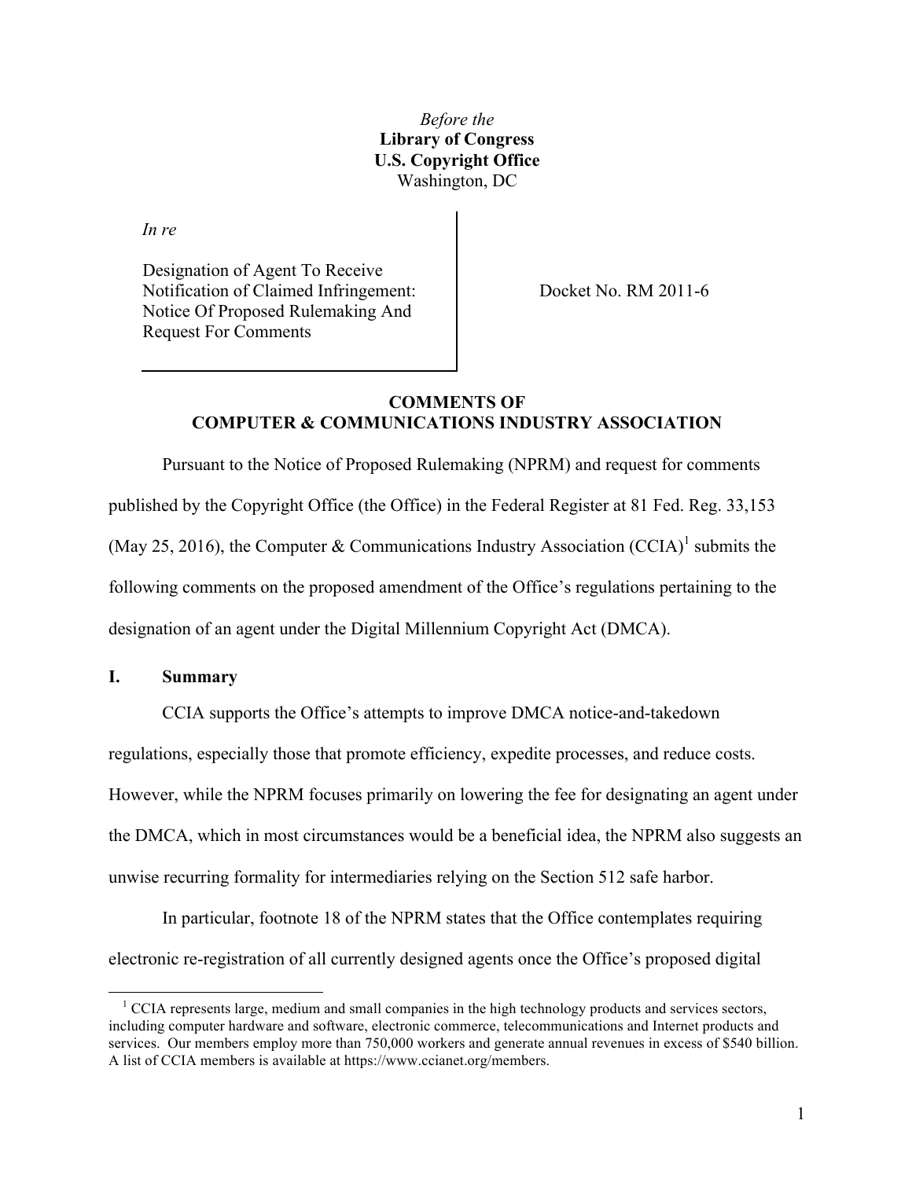*Before the*
**Library of Congress**
**U.S. Copyright Office**
Washington, DC

*In re*

Designation of Agent To Receive Notification of Claimed Infringement: Notice Of Proposed Rulemaking And Request For Comments

Docket No. RM 2011-6

**COMMENTS OF**
**COMPUTER & COMMUNICATIONS INDUSTRY ASSOCIATION**

Pursuant to the Notice of Proposed Rulemaking (NPRM) and request for comments published by the Copyright Office (the Office) in the Federal Register at 81 Fed. Reg. 33,153 (May 25, 2016), the Computer & Communications Industry Association (CCIA)[1] submits the following comments on the proposed amendment of the Office's regulations pertaining to the designation of an agent under the Digital Millennium Copyright Act (DMCA).

## I. Summary

CCIA supports the Office's attempts to improve DMCA notice-and-takedown regulations, especially those that promote efficiency, expedite processes, and reduce costs. However, while the NPRM focuses primarily on lowering the fee for designating an agent under the DMCA, which in most circumstances would be a beneficial idea, the NPRM also suggests an unwise recurring formality for intermediaries relying on the Section 512 safe harbor.

In particular, footnote 18 of the NPRM states that the Office contemplates requiring electronic re-registration of all currently designed agents once the Office's proposed digital

[1] CCIA represents large, medium and small companies in the high technology products and services sectors, including computer hardware and software, electronic commerce, telecommunications and Internet products and services. Our members employ more than 750,000 workers and generate annual revenues in excess of $540 billion. A list of CCIA members is available at https://www.ccianet.org/members.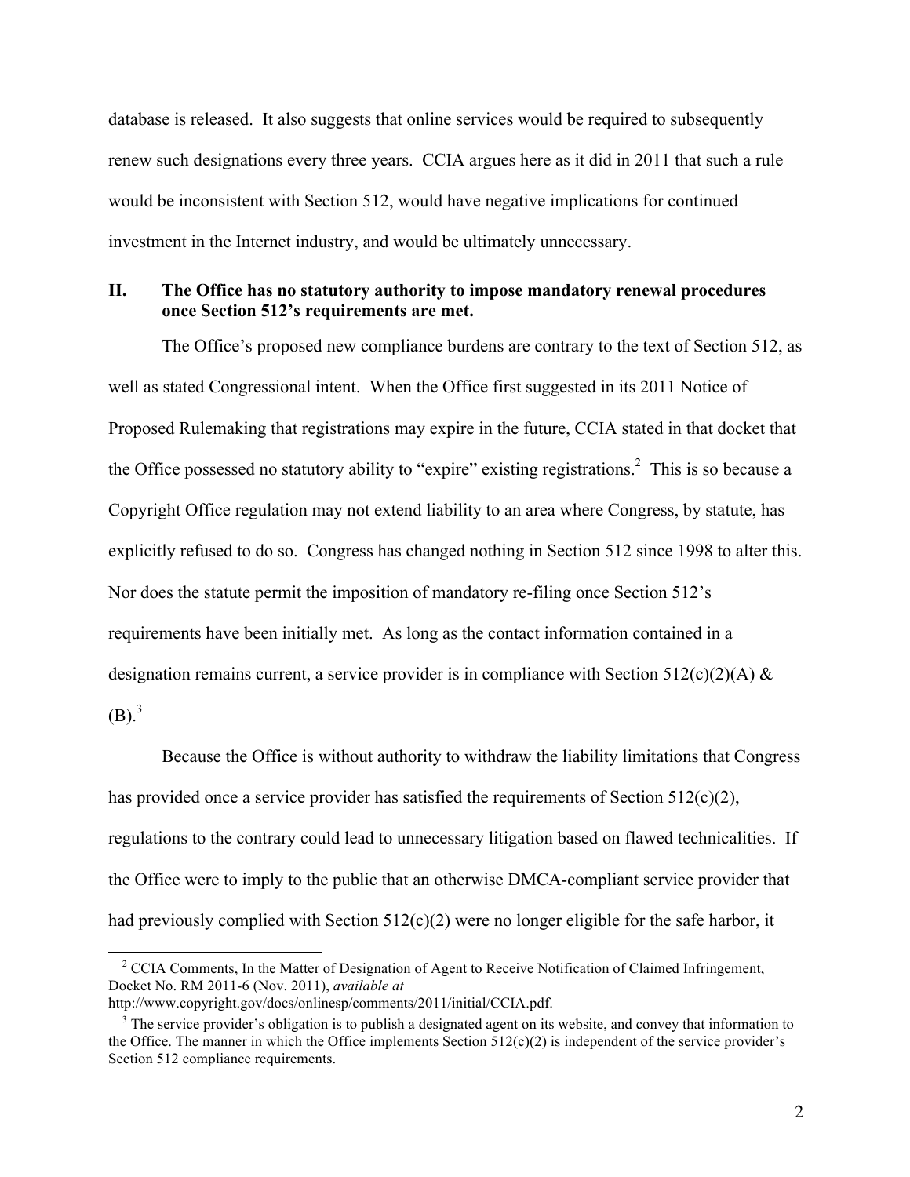database is released. It also suggests that online services would be required to subsequently renew such designations every three years. CCIA argues here as it did in 2011 that such a rule would be inconsistent with Section 512, would have negative implications for continued investment in the Internet industry, and would be ultimately unnecessary.

## II. The Office has no statutory authority to impose mandatory renewal procedures once Section 512's requirements are met.

The Office's proposed new compliance burdens are contrary to the text of Section 512, as well as stated Congressional intent. When the Office first suggested in its 2011 Notice of Proposed Rulemaking that registrations may expire in the future, CCIA stated in that docket that the Office possessed no statutory ability to "expire" existing registrations.[2] This is so because a Copyright Office regulation may not extend liability to an area where Congress, by statute, has explicitly refused to do so. Congress has changed nothing in Section 512 since 1998 to alter this. Nor does the statute permit the imposition of mandatory re-filing once Section 512's requirements have been initially met. As long as the contact information contained in a designation remains current, a service provider is in compliance with Section 512(c)(2)(A) & (B).[3]

Because the Office is without authority to withdraw the liability limitations that Congress has provided once a service provider has satisfied the requirements of Section 512(c)(2), regulations to the contrary could lead to unnecessary litigation based on flawed technicalities. If the Office were to imply to the public that an otherwise DMCA-compliant service provider that had previously complied with Section 512(c)(2) were no longer eligible for the safe harbor, it

---

[2] CCIA Comments, In the Matter of Designation of Agent to Receive Notification of Claimed Infringement, Docket No. RM 2011-6 (Nov. 2011), *available at* http://www.copyright.gov/docs/onlinesp/comments/2011/initial/CCIA.pdf.

[3] The service provider's obligation is to publish a designated agent on its website, and convey that information to the Office. The manner in which the Office implements Section 512(c)(2) is independent of the service provider's Section 512 compliance requirements.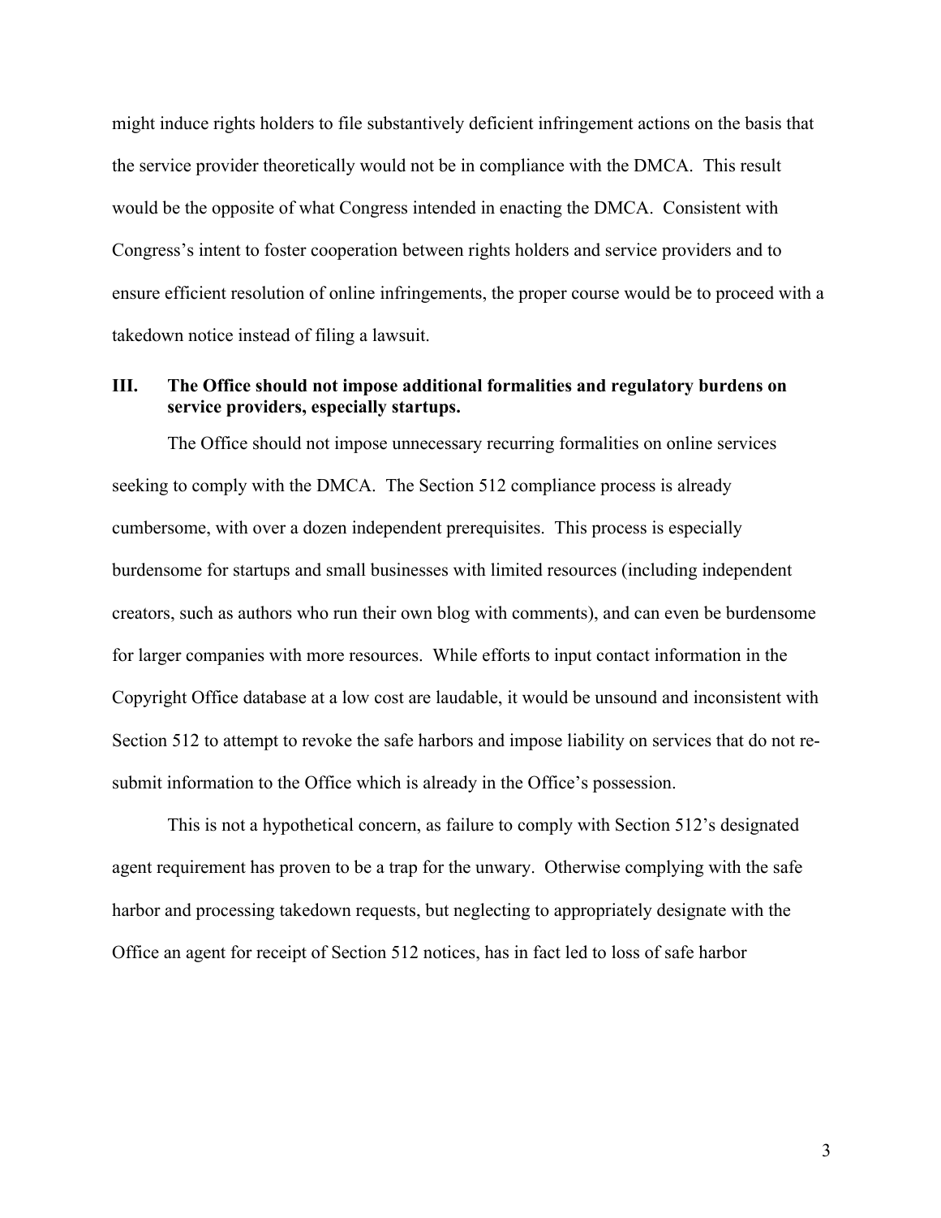might induce rights holders to file substantively deficient infringement actions on the basis that the service provider theoretically would not be in compliance with the DMCA. This result would be the opposite of what Congress intended in enacting the DMCA. Consistent with Congress's intent to foster cooperation between rights holders and service providers and to ensure efficient resolution of online infringements, the proper course would be to proceed with a takedown notice instead of filing a lawsuit.

### III. The Office should not impose additional formalities and regulatory burdens on service providers, especially startups.

The Office should not impose unnecessary recurring formalities on online services seeking to comply with the DMCA. The Section 512 compliance process is already cumbersome, with over a dozen independent prerequisites. This process is especially burdensome for startups and small businesses with limited resources (including independent creators, such as authors who run their own blog with comments), and can even be burdensome for larger companies with more resources. While efforts to input contact information in the Copyright Office database at a low cost are laudable, it would be unsound and inconsistent with Section 512 to attempt to revoke the safe harbors and impose liability on services that do not re-submit information to the Office which is already in the Office's possession.

This is not a hypothetical concern, as failure to comply with Section 512's designated agent requirement has proven to be a trap for the unwary. Otherwise complying with the safe harbor and processing takedown requests, but neglecting to appropriately designate with the Office an agent for receipt of Section 512 notices, has in fact led to loss of safe harbor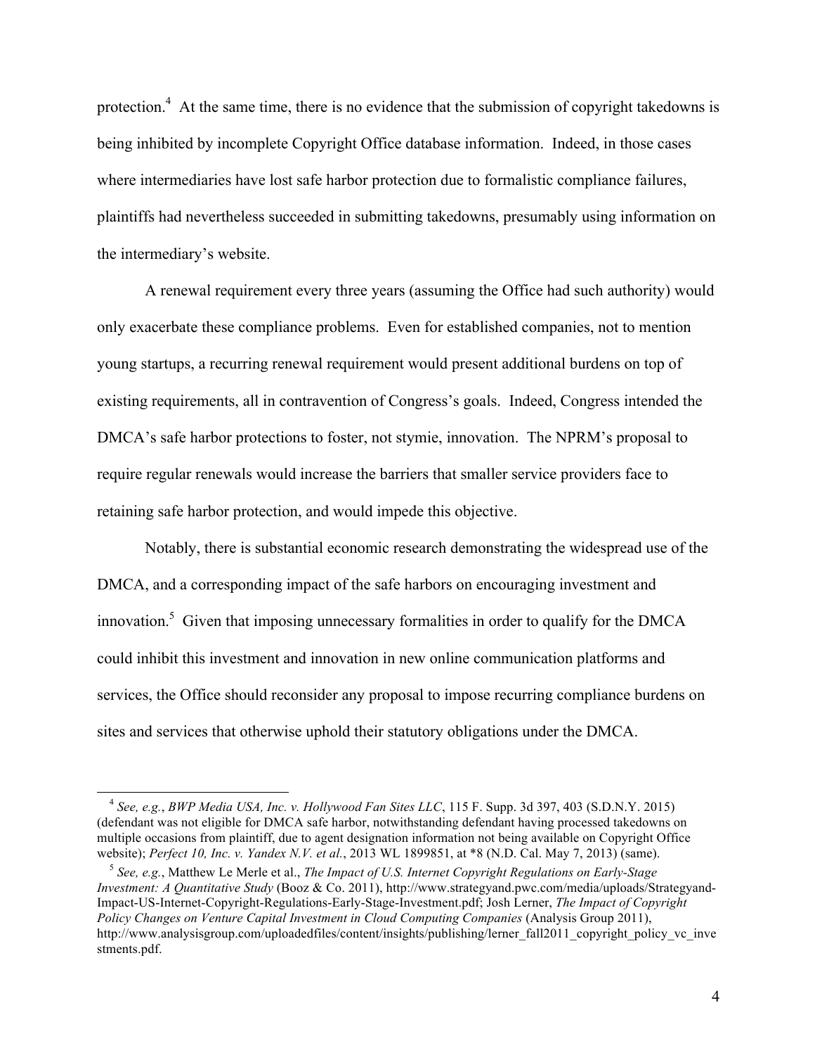protection.[4] At the same time, there is no evidence that the submission of copyright takedowns is being inhibited by incomplete Copyright Office database information. Indeed, in those cases where intermediaries have lost safe harbor protection due to formalistic compliance failures, plaintiffs had nevertheless succeeded in submitting takedowns, presumably using information on the intermediary's website.

A renewal requirement every three years (assuming the Office had such authority) would only exacerbate these compliance problems. Even for established companies, not to mention young startups, a recurring renewal requirement would present additional burdens on top of existing requirements, all in contravention of Congress's goals. Indeed, Congress intended the DMCA's safe harbor protections to foster, not stymie, innovation. The NPRM's proposal to require regular renewals would increase the barriers that smaller service providers face to retaining safe harbor protection, and would impede this objective.

Notably, there is substantial economic research demonstrating the widespread use of the DMCA, and a corresponding impact of the safe harbors on encouraging investment and innovation.[5] Given that imposing unnecessary formalities in order to qualify for the DMCA could inhibit this investment and innovation in new online communication platforms and services, the Office should reconsider any proposal to impose recurring compliance burdens on sites and services that otherwise uphold their statutory obligations under the DMCA.

---

[4] *See, e.g.*, *BWP Media USA, Inc. v. Hollywood Fan Sites LLC*, 115 F. Supp. 3d 397, 403 (S.D.N.Y. 2015) (defendant was not eligible for DMCA safe harbor, notwithstanding defendant having processed takedowns on multiple occasions from plaintiff, due to agent designation information not being available on Copyright Office website); *Perfect 10, Inc. v. Yandex N.V. et al.*, 2013 WL 1899851, at *8 (N.D. Cal. May 7, 2013) (same).

[5] *See, e.g.*, Matthew Le Merle et al., *The Impact of U.S. Internet Copyright Regulations on Early-Stage Investment: A Quantitative Study* (Booz & Co. 2011), http://www.strategyand.pwc.com/media/uploads/Strategyand-Impact-US-Internet-Copyright-Regulations-Early-Stage-Investment.pdf; Josh Lerner, *The Impact of Copyright Policy Changes on Venture Capital Investment in Cloud Computing Companies* (Analysis Group 2011), http://www.analysisgroup.com/uploadedfiles/content/insights/publishing/lerner_fall2011_copyright_policy_vc_investments.pdf.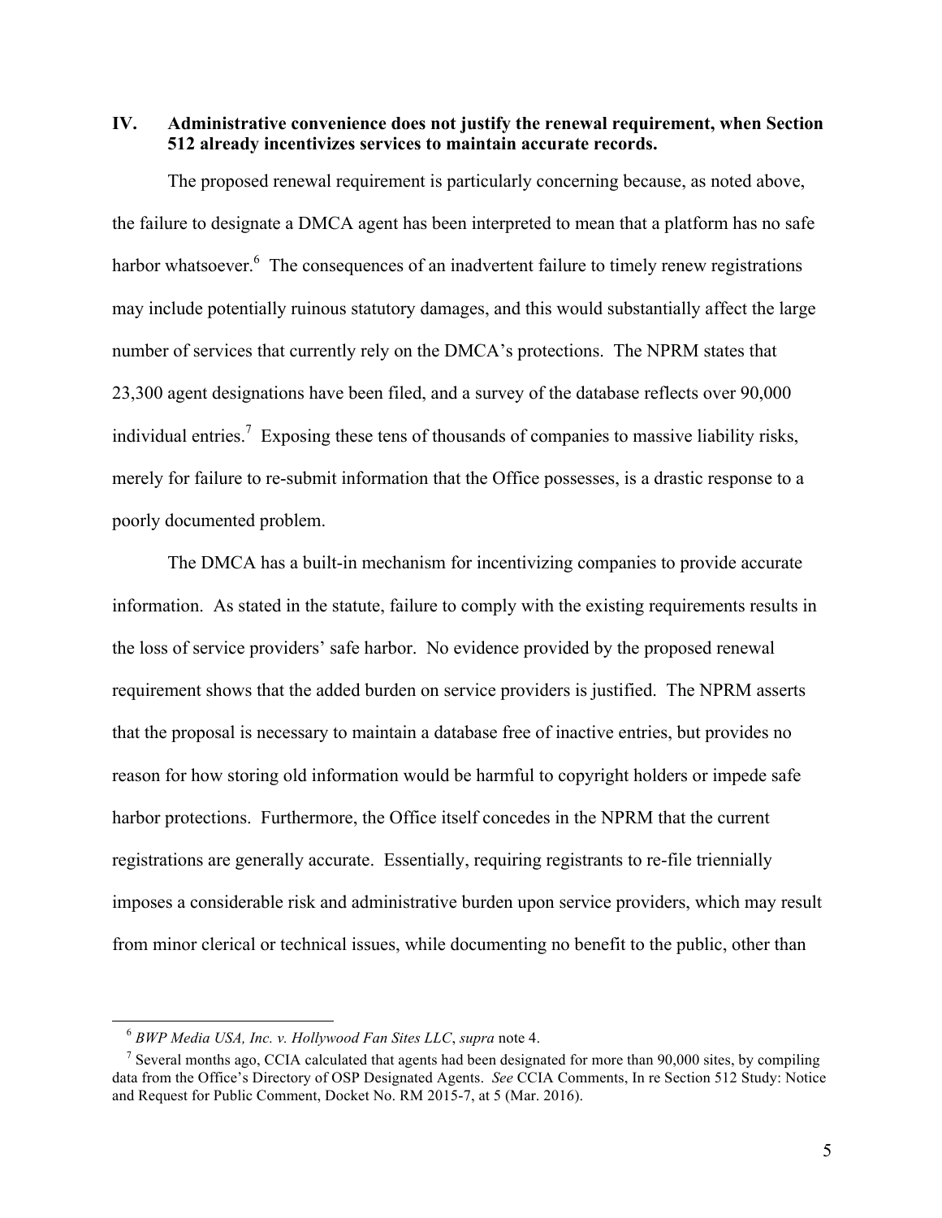## IV. Administrative convenience does not justify the renewal requirement, when Section 512 already incentivizes services to maintain accurate records.

The proposed renewal requirement is particularly concerning because, as noted above, the failure to designate a DMCA agent has been interpreted to mean that a platform has no safe harbor whatsoever.[6] The consequences of an inadvertent failure to timely renew registrations may include potentially ruinous statutory damages, and this would substantially affect the large number of services that currently rely on the DMCA's protections. The NPRM states that 23,300 agent designations have been filed, and a survey of the database reflects over 90,000 individual entries.[7] Exposing these tens of thousands of companies to massive liability risks, merely for failure to re-submit information that the Office possesses, is a drastic response to a poorly documented problem.

The DMCA has a built-in mechanism for incentivizing companies to provide accurate information. As stated in the statute, failure to comply with the existing requirements results in the loss of service providers' safe harbor. No evidence provided by the proposed renewal requirement shows that the added burden on service providers is justified. The NPRM asserts that the proposal is necessary to maintain a database free of inactive entries, but provides no reason for how storing old information would be harmful to copyright holders or impede safe harbor protections. Furthermore, the Office itself concedes in the NPRM that the current registrations are generally accurate. Essentially, requiring registrants to re-file triennially imposes a considerable risk and administrative burden upon service providers, which may result from minor clerical or technical issues, while documenting no benefit to the public, other than

---

[6] *BWP Media USA, Inc. v. Hollywood Fan Sites LLC*, *supra* note 4.

[7] Several months ago, CCIA calculated that agents had been designated for more than 90,000 sites, by compiling data from the Office's Directory of OSP Designated Agents. *See* CCIA Comments, In re Section 512 Study: Notice and Request for Public Comment, Docket No. RM 2015-7, at 5 (Mar. 2016).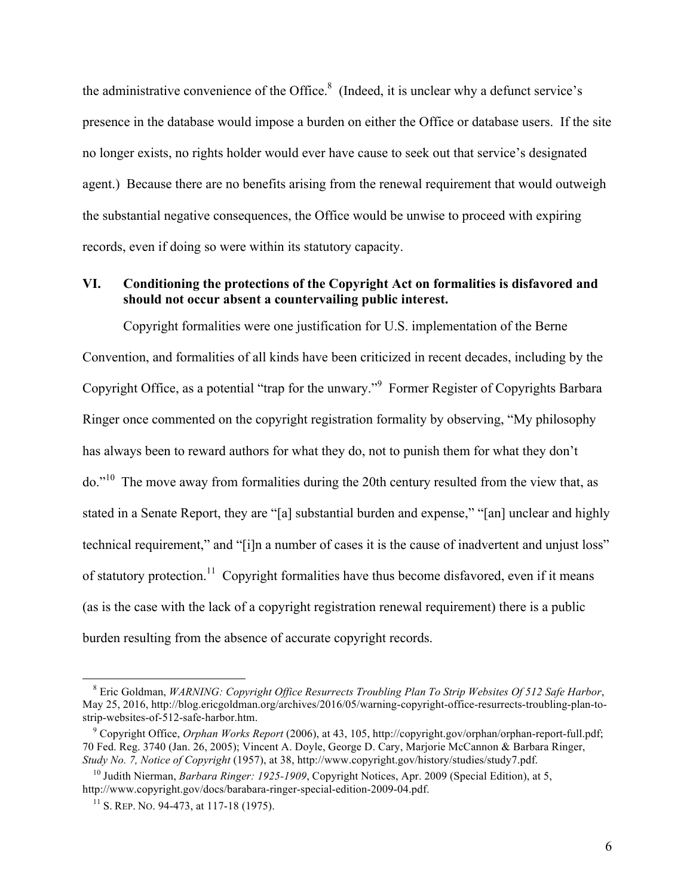the administrative convenience of the Office.[8] (Indeed, it is unclear why a defunct service's presence in the database would impose a burden on either the Office or database users. If the site no longer exists, no rights holder would ever have cause to seek out that service's designated agent.) Because there are no benefits arising from the renewal requirement that would outweigh the substantial negative consequences, the Office would be unwise to proceed with expiring records, even if doing so were within its statutory capacity.

## VI. Conditioning the protections of the Copyright Act on formalities is disfavored and should not occur absent a countervailing public interest.

Copyright formalities were one justification for U.S. implementation of the Berne Convention, and formalities of all kinds have been criticized in recent decades, including by the Copyright Office, as a potential "trap for the unwary."[9] Former Register of Copyrights Barbara Ringer once commented on the copyright registration formality by observing, "My philosophy has always been to reward authors for what they do, not to punish them for what they don't do."[10] The move away from formalities during the 20th century resulted from the view that, as stated in a Senate Report, they are "[a] substantial burden and expense," "[an] unclear and highly technical requirement," and "[i]n a number of cases it is the cause of inadvertent and unjust loss" of statutory protection.[11] Copyright formalities have thus become disfavored, even if it means (as is the case with the lack of a copyright registration renewal requirement) there is a public burden resulting from the absence of accurate copyright records.

---

[8] Eric Goldman, *WARNING: Copyright Office Resurrects Troubling Plan To Strip Websites Of 512 Safe Harbor*, May 25, 2016, http://blog.ericgoldman.org/archives/2016/05/warning-copyright-office-resurrects-troubling-plan-to-strip-websites-of-512-safe-harbor.htm.

[9] Copyright Office, *Orphan Works Report* (2006), at 43, 105, http://copyright.gov/orphan/orphan-report-full.pdf; 70 Fed. Reg. 3740 (Jan. 26, 2005); Vincent A. Doyle, George D. Cary, Marjorie McCannon & Barbara Ringer, *Study No. 7, Notice of Copyright* (1957), at 38, http://www.copyright.gov/history/studies/study7.pdf.

[10] Judith Nierman, *Barbara Ringer: 1925-1909*, Copyright Notices, Apr. 2009 (Special Edition), at 5, http://www.copyright.gov/docs/barabara-ringer-special-edition-2009-04.pdf.

[11] S. REP. NO. 94-473, at 117-18 (1975).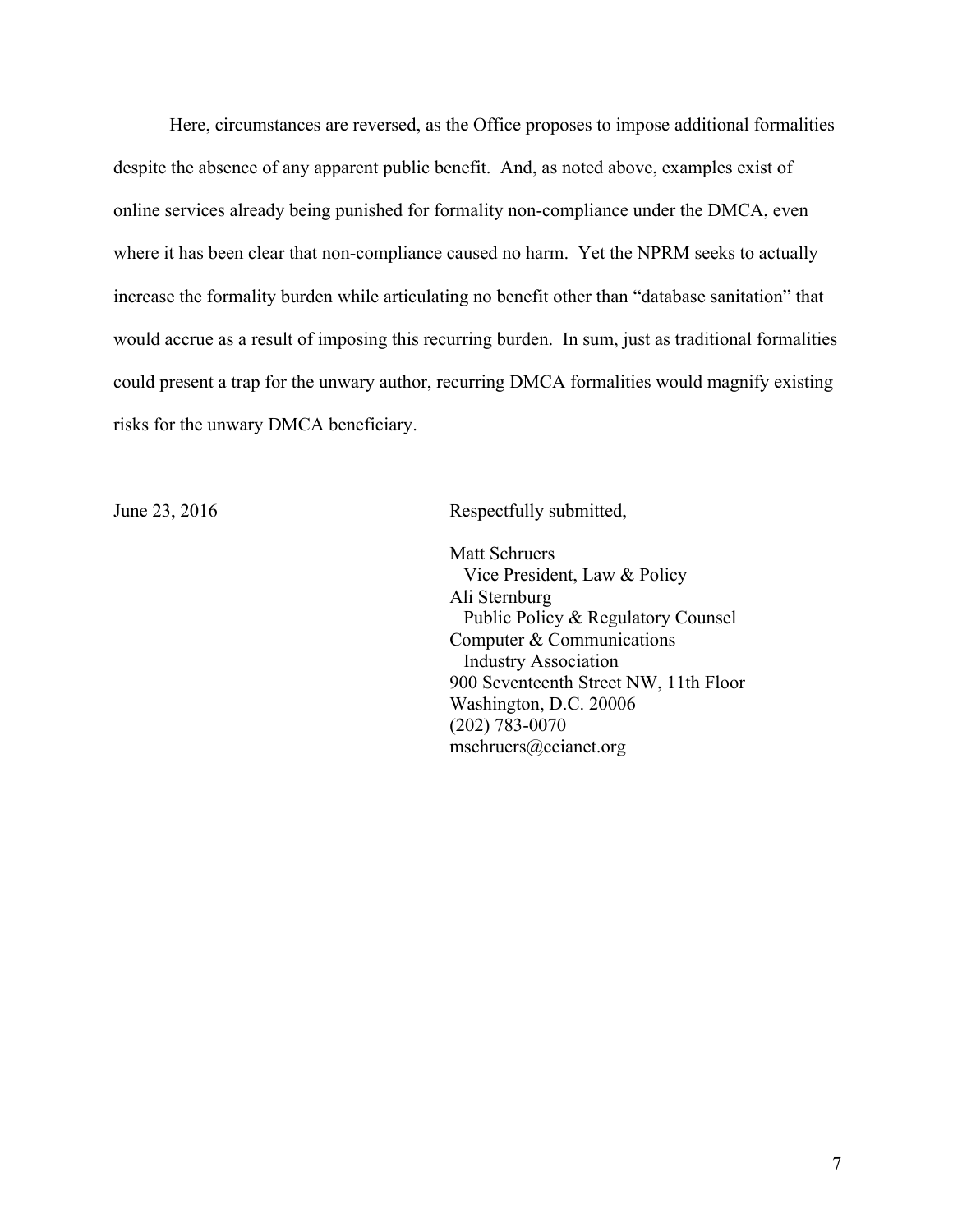Here, circumstances are reversed, as the Office proposes to impose additional formalities despite the absence of any apparent public benefit. And, as noted above, examples exist of online services already being punished for formality non-compliance under the DMCA, even where it has been clear that non-compliance caused no harm. Yet the NPRM seeks to actually increase the formality burden while articulating no benefit other than "database sanitation" that would accrue as a result of imposing this recurring burden. In sum, just as traditional formalities could present a trap for the unwary author, recurring DMCA formalities would magnify existing risks for the unwary DMCA beneficiary.

June 23, 2016

Respectfully submitted,

Matt Schruers  
Vice President, Law & Policy  
Ali Sternburg  
Public Policy & Regulatory Counsel  
Computer & Communications  
Industry Association  
900 Seventeenth Street NW, 11th Floor  
Washington, D.C. 20006  
(202) 783-0070  
mschruers@ccianet.org